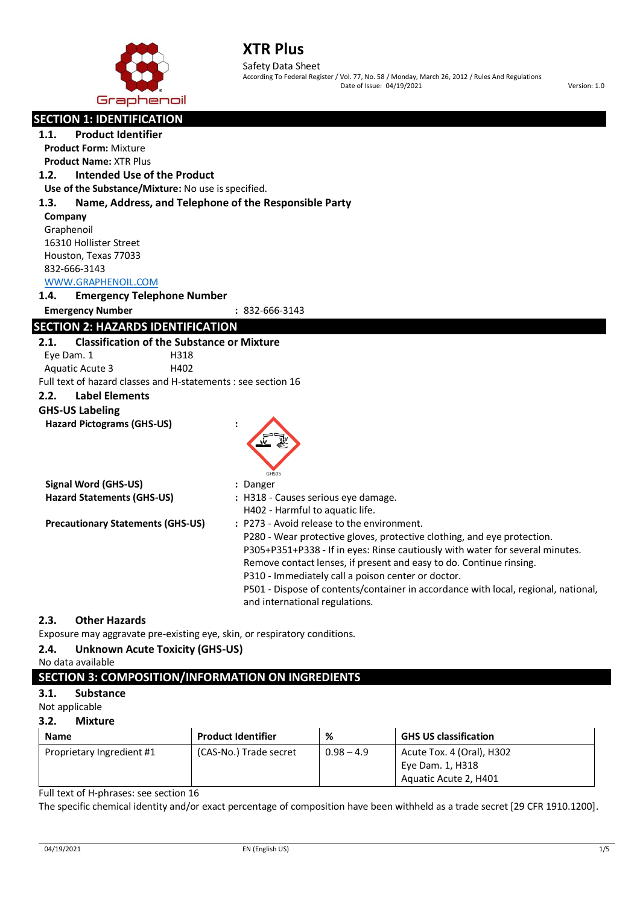# XTR Plus

Safety Data Sheet

According To Federal Register / Vol. 77, No. 58 / Monday, March 26, 2012 / Rules And Regulations

Date of Issue: 04/19/2021

Version: 1.0

## SECTION 1: IDENTIFICATION

### 1.1. Product Identifier

**Product Form:** Mixture

**Product Name:** XTR Plus

### 1.2. Intended Use of the Product

**Use of the Substance/Mixture:** No use is specified.

### 1.3. Name, Address, and Telephone of the Responsible Party

**Company**

Graphenoil
16310 Hollister Street
Houston, Texas 77033
832-666-3143
WWW.GRAPHENOIL.COM

### 1.4. Emergency Telephone Number

**Emergency Number** : 832-666-3143

## SECTION 2: HAZARDS IDENTIFICATION

### 2.1. Classification of the Substance or Mixture

Eye Dam. 1 H318

Aquatic Acute 3 H402

Full text of hazard classes and H-statements : see section 16

### 2.2. Label Elements

**GHS-US Labeling**

**Hazard Pictograms (GHS-US)** :

GHS05

**Signal Word (GHS-US)** : Danger

**Hazard Statements (GHS-US)** : H318 - Causes serious eye damage.
H402 - Harmful to aquatic life.

**Precautionary Statements (GHS-US)** : P273 - Avoid release to the environment.
P280 - Wear protective gloves, protective clothing, and eye protection.
P305+P351+P338 - If in eyes: Rinse cautiously with water for several minutes. Remove contact lenses, if present and easy to do. Continue rinsing.
P310 - Immediately call a poison center or doctor.
P501 - Dispose of contents/container in accordance with local, regional, national, and international regulations.

### 2.3. Other Hazards

Exposure may aggravate pre-existing eye, skin, or respiratory conditions.

### 2.4. Unknown Acute Toxicity (GHS-US)

No data available

## SECTION 3: COMPOSITION/INFORMATION ON INGREDIENTS

### 3.1. Substance

Not applicable

### 3.2. Mixture

| Name | Product Identifier | % | GHS US classification |
|---|---|---|---|
| Proprietary Ingredient #1 | (CAS-No.) Trade secret | 0.98 – 4.9 | Acute Tox. 4 (Oral), H302<br>Eye Dam. 1, H318<br>Aquatic Acute 2, H401 |

Full text of H-phrases: see section 16

The specific chemical identity and/or exact percentage of composition have been withheld as a trade secret [29 CFR 1910.1200].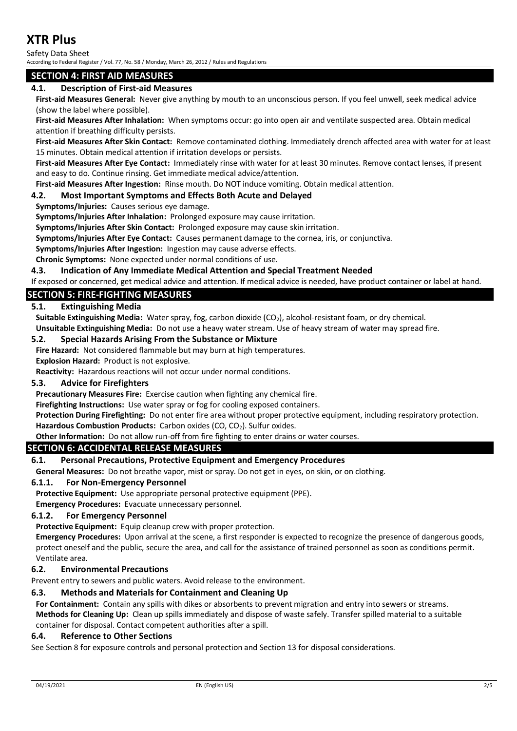## SECTION 4: FIRST AID MEASURES

### 4.1. Description of First-aid Measures

**First-aid Measures General:** Never give anything by mouth to an unconscious person. If you feel unwell, seek medical advice (show the label where possible).

**First-aid Measures After Inhalation:** When symptoms occur: go into open air and ventilate suspected area. Obtain medical attention if breathing difficulty persists.

**First-aid Measures After Skin Contact:** Remove contaminated clothing. Immediately drench affected area with water for at least 15 minutes. Obtain medical attention if irritation develops or persists.

**First-aid Measures After Eye Contact:** Immediately rinse with water for at least 30 minutes. Remove contact lenses, if present and easy to do. Continue rinsing. Get immediate medical advice/attention.

**First-aid Measures After Ingestion:** Rinse mouth. Do NOT induce vomiting. Obtain medical attention.

### 4.2. Most Important Symptoms and Effects Both Acute and Delayed

**Symptoms/Injuries:** Causes serious eye damage.

**Symptoms/Injuries After Inhalation:** Prolonged exposure may cause irritation.

**Symptoms/Injuries After Skin Contact:** Prolonged exposure may cause skin irritation.

**Symptoms/Injuries After Eye Contact:** Causes permanent damage to the cornea, iris, or conjunctiva.

**Symptoms/Injuries After Ingestion:** Ingestion may cause adverse effects.

**Chronic Symptoms:** None expected under normal conditions of use.

### 4.3. Indication of Any Immediate Medical Attention and Special Treatment Needed

If exposed or concerned, get medical advice and attention. If medical advice is needed, have product container or label at hand.

## SECTION 5: FIRE-FIGHTING MEASURES

### 5.1. Extinguishing Media

**Suitable Extinguishing Media:** Water spray, fog, carbon dioxide ($CO_2$), alcohol-resistant foam, or dry chemical.

**Unsuitable Extinguishing Media:** Do not use a heavy water stream. Use of heavy stream of water may spread fire.

### 5.2. Special Hazards Arising From the Substance or Mixture

**Fire Hazard:** Not considered flammable but may burn at high temperatures.

**Explosion Hazard:** Product is not explosive.

**Reactivity:** Hazardous reactions will not occur under normal conditions.

### 5.3. Advice for Firefighters

**Precautionary Measures Fire:** Exercise caution when fighting any chemical fire.

**Firefighting Instructions:** Use water spray or fog for cooling exposed containers.

**Protection During Firefighting:** Do not enter fire area without proper protective equipment, including respiratory protection.

**Hazardous Combustion Products:** Carbon oxides ($CO$, $CO_2$). Sulfur oxides.

**Other Information:** Do not allow run-off from fire fighting to enter drains or water courses.

## SECTION 6: ACCIDENTAL RELEASE MEASURES

### 6.1. Personal Precautions, Protective Equipment and Emergency Procedures

**General Measures:** Do not breathe vapor, mist or spray. Do not get in eyes, on skin, or on clothing.

#### 6.1.1. For Non-Emergency Personnel

**Protective Equipment:** Use appropriate personal protective equipment (PPE).

**Emergency Procedures:** Evacuate unnecessary personnel.

#### 6.1.2. For Emergency Personnel

**Protective Equipment:** Equip cleanup crew with proper protection.

**Emergency Procedures:** Upon arrival at the scene, a first responder is expected to recognize the presence of dangerous goods, protect oneself and the public, secure the area, and call for the assistance of trained personnel as soon as conditions permit. Ventilate area.

### 6.2. Environmental Precautions

Prevent entry to sewers and public waters. Avoid release to the environment.

### 6.3. Methods and Materials for Containment and Cleaning Up

**For Containment:** Contain any spills with dikes or absorbents to prevent migration and entry into sewers or streams.

**Methods for Cleaning Up:** Clean up spills immediately and dispose of waste safely. Transfer spilled material to a suitable container for disposal. Contact competent authorities after a spill.

### 6.4. Reference to Other Sections

See Section 8 for exposure controls and personal protection and Section 13 for disposal considerations.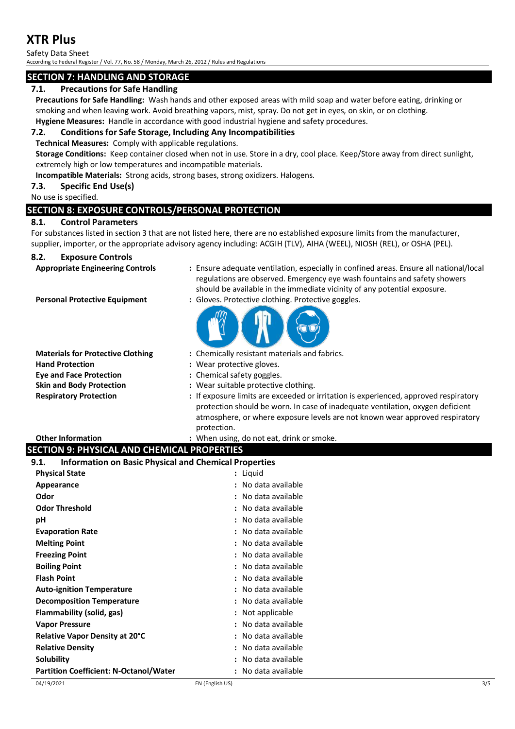## SECTION 7: HANDLING AND STORAGE

### 7.1. Precautions for Safe Handling

**Precautions for Safe Handling:** Wash hands and other exposed areas with mild soap and water before eating, drinking or smoking and when leaving work. Avoid breathing vapors, mist, spray. Do not get in eyes, on skin, or on clothing.

**Hygiene Measures:** Handle in accordance with good industrial hygiene and safety procedures.

### 7.2. Conditions for Safe Storage, Including Any Incompatibilities

**Technical Measures:** Comply with applicable regulations.

**Storage Conditions:** Keep container closed when not in use. Store in a dry, cool place. Keep/Store away from direct sunlight, extremely high or low temperatures and incompatible materials.

**Incompatible Materials:** Strong acids, strong bases, strong oxidizers. Halogens.

### 7.3. Specific End Use(s)

No use is specified.

## SECTION 8: EXPOSURE CONTROLS/PERSONAL PROTECTION

### 8.1. Control Parameters

For substances listed in section 3 that are not listed here, there are no established exposure limits from the manufacturer, supplier, importer, or the appropriate advisory agency including: ACGIH (TLV), AIHA (WEEL), NIOSH (REL), or OSHA (PEL).

### 8.2. Exposure Controls

**Appropriate Engineering Controls** : Ensure adequate ventilation, especially in confined areas. Ensure all national/local regulations are observed. Emergency eye wash fountains and safety showers should be available in the immediate vicinity of any potential exposure.

**Personal Protective Equipment** : Gloves. Protective clothing. Protective goggles.

**Materials for Protective Clothing** : Chemically resistant materials and fabrics.

**Hand Protection** : Wear protective gloves.

**Eye and Face Protection** : Chemical safety goggles.

**Skin and Body Protection** : Wear suitable protective clothing.

**Respiratory Protection** : If exposure limits are exceeded or irritation is experienced, approved respiratory protection should be worn. In case of inadequate ventilation, oxygen deficient atmosphere, or where exposure levels are not known wear approved respiratory protection.

**Other Information** : When using, do not eat, drink or smoke.

## SECTION 9: PHYSICAL AND CHEMICAL PROPERTIES

### 9.1. Information on Basic Physical and Chemical Properties

| Property | Value |
|---|---|
| **Physical State** | Liquid |
| **Appearance** | No data available |
| **Odor** | No data available |
| **Odor Threshold** | No data available |
| **pH** | No data available |
| **Evaporation Rate** | No data available |
| **Melting Point** | No data available |
| **Freezing Point** | No data available |
| **Boiling Point** | No data available |
| **Flash Point** | No data available |
| **Auto-ignition Temperature** | No data available |
| **Decomposition Temperature** | No data available |
| **Flammability (solid, gas)** | Not applicable |
| **Vapor Pressure** | No data available |
| **Relative Vapor Density at 20°C** | No data available |
| **Relative Density** | No data available |
| **Solubility** | No data available |
| **Partition Coefficient: N-Octanol/Water** | No data available |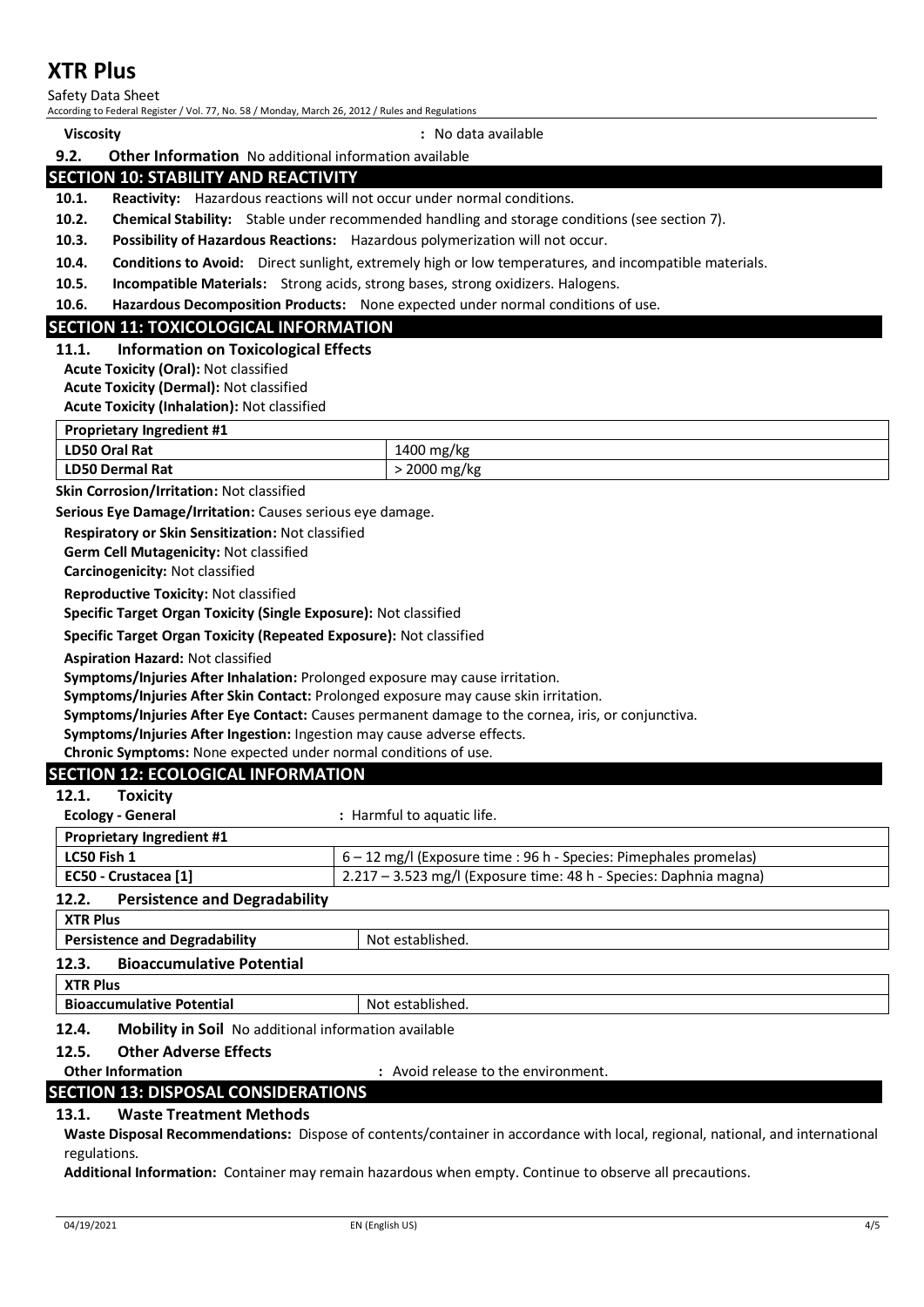**Viscosity** : No data available

### 9.2. Other Information
No additional information available

## SECTION 10: STABILITY AND REACTIVITY

**10.1. Reactivity:** Hazardous reactions will not occur under normal conditions.

**10.2. Chemical Stability:** Stable under recommended handling and storage conditions (see section 7).

**10.3. Possibility of Hazardous Reactions:** Hazardous polymerization will not occur.

**10.4. Conditions to Avoid:** Direct sunlight, extremely high or low temperatures, and incompatible materials.

**10.5. Incompatible Materials:** Strong acids, strong bases, strong oxidizers. Halogens.

**10.6. Hazardous Decomposition Products:** None expected under normal conditions of use.

## SECTION 11: TOXICOLOGICAL INFORMATION

### 11.1. Information on Toxicological Effects

**Acute Toxicity (Oral):** Not classified

**Acute Toxicity (Dermal):** Not classified

**Acute Toxicity (Inhalation):** Not classified

| Proprietary Ingredient #1 | |
|---|---|
| LD50 Oral Rat | 1400 mg/kg |
| LD50 Dermal Rat | > 2000 mg/kg |

**Skin Corrosion/Irritation:** Not classified

**Serious Eye Damage/Irritation:** Causes serious eye damage.

**Respiratory or Skin Sensitization:** Not classified

**Germ Cell Mutagenicity:** Not classified

**Carcinogenicity:** Not classified

**Reproductive Toxicity:** Not classified

**Specific Target Organ Toxicity (Single Exposure):** Not classified

**Specific Target Organ Toxicity (Repeated Exposure):** Not classified

**Aspiration Hazard:** Not classified

**Symptoms/Injuries After Inhalation:** Prolonged exposure may cause irritation.

**Symptoms/Injuries After Skin Contact:** Prolonged exposure may cause skin irritation.

**Symptoms/Injuries After Eye Contact:** Causes permanent damage to the cornea, iris, or conjunctiva.

**Symptoms/Injuries After Ingestion:** Ingestion may cause adverse effects.

**Chronic Symptoms:** None expected under normal conditions of use.

## SECTION 12: ECOLOGICAL INFORMATION

### 12.1. Toxicity

**Ecology - General** : Harmful to aquatic life.

| Proprietary Ingredient #1 | |
|---|---|
| LC50 Fish 1 | 6 – 12 mg/l (Exposure time : 96 h - Species: Pimephales promelas) |
| EC50 - Crustacea [1] | 2.217 – 3.523 mg/l (Exposure time: 48 h - Species: Daphnia magna) |

### 12.2. Persistence and Degradability

| XTR Plus | |
|---|---|
| Persistence and Degradability | Not established. |

### 12.3. Bioaccumulative Potential

| XTR Plus | |
|---|---|
| Bioaccumulative Potential | Not established. |

### 12.4. Mobility in Soil
No additional information available

### 12.5. Other Adverse Effects

**Other Information** : Avoid release to the environment.

## SECTION 13: DISPOSAL CONSIDERATIONS

### 13.1. Waste Treatment Methods

**Waste Disposal Recommendations:** Dispose of contents/container in accordance with local, regional, national, and international regulations.

**Additional Information:** Container may remain hazardous when empty. Continue to observe all precautions.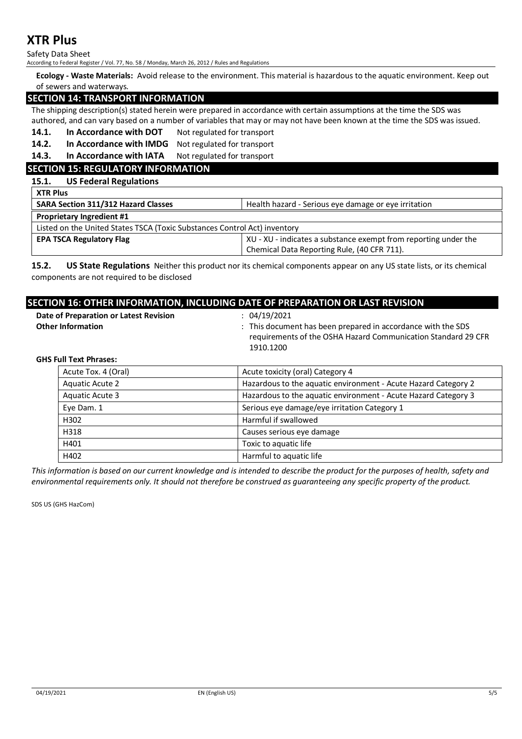**Ecology - Waste Materials:** Avoid release to the environment. This material is hazardous to the aquatic environment. Keep out of sewers and waterways.

## SECTION 14: TRANSPORT INFORMATION

The shipping description(s) stated herein were prepared in accordance with certain assumptions at the time the SDS was authored, and can vary based on a number of variables that may or may not have been known at the time the SDS was issued.

**14.1. In Accordance with DOT** Not regulated for transport

**14.2. In Accordance with IMDG** Not regulated for transport

**14.3. In Accordance with IATA** Not regulated for transport

## SECTION 15: REGULATORY INFORMATION

### 15.1. US Federal Regulations

| | |
|---|---|
| **XTR Plus** | |
| **SARA Section 311/312 Hazard Classes** | Health hazard - Serious eye damage or eye irritation |
| **Proprietary Ingredient #1** | |
| Listed on the United States TSCA (Toxic Substances Control Act) inventory | |
| **EPA TSCA Regulatory Flag** | XU - XU - indicates a substance exempt from reporting under the Chemical Data Reporting Rule, (40 CFR 711). |

**15.2. US State Regulations** Neither this product nor its chemical components appear on any US state lists, or its chemical components are not required to be disclosed

## SECTION 16: OTHER INFORMATION, INCLUDING DATE OF PREPARATION OR LAST REVISION

**Date of Preparation or Latest Revision** : 04/19/2021

**Other Information** : This document has been prepared in accordance with the SDS requirements of the OSHA Hazard Communication Standard 29 CFR 1910.1200

**GHS Full Text Phrases:**

| | |
|---|---|
| Acute Tox. 4 (Oral) | Acute toxicity (oral) Category 4 |
| Aquatic Acute 2 | Hazardous to the aquatic environment - Acute Hazard Category 2 |
| Aquatic Acute 3 | Hazardous to the aquatic environment - Acute Hazard Category 3 |
| Eye Dam. 1 | Serious eye damage/eye irritation Category 1 |
| H302 | Harmful if swallowed |
| H318 | Causes serious eye damage |
| H401 | Toxic to aquatic life |
| H402 | Harmful to aquatic life |

*This information is based on our current knowledge and is intended to describe the product for the purposes of health, safety and environmental requirements only. It should not therefore be construed as guaranteeing any specific property of the product.*

SDS US (GHS HazCom)